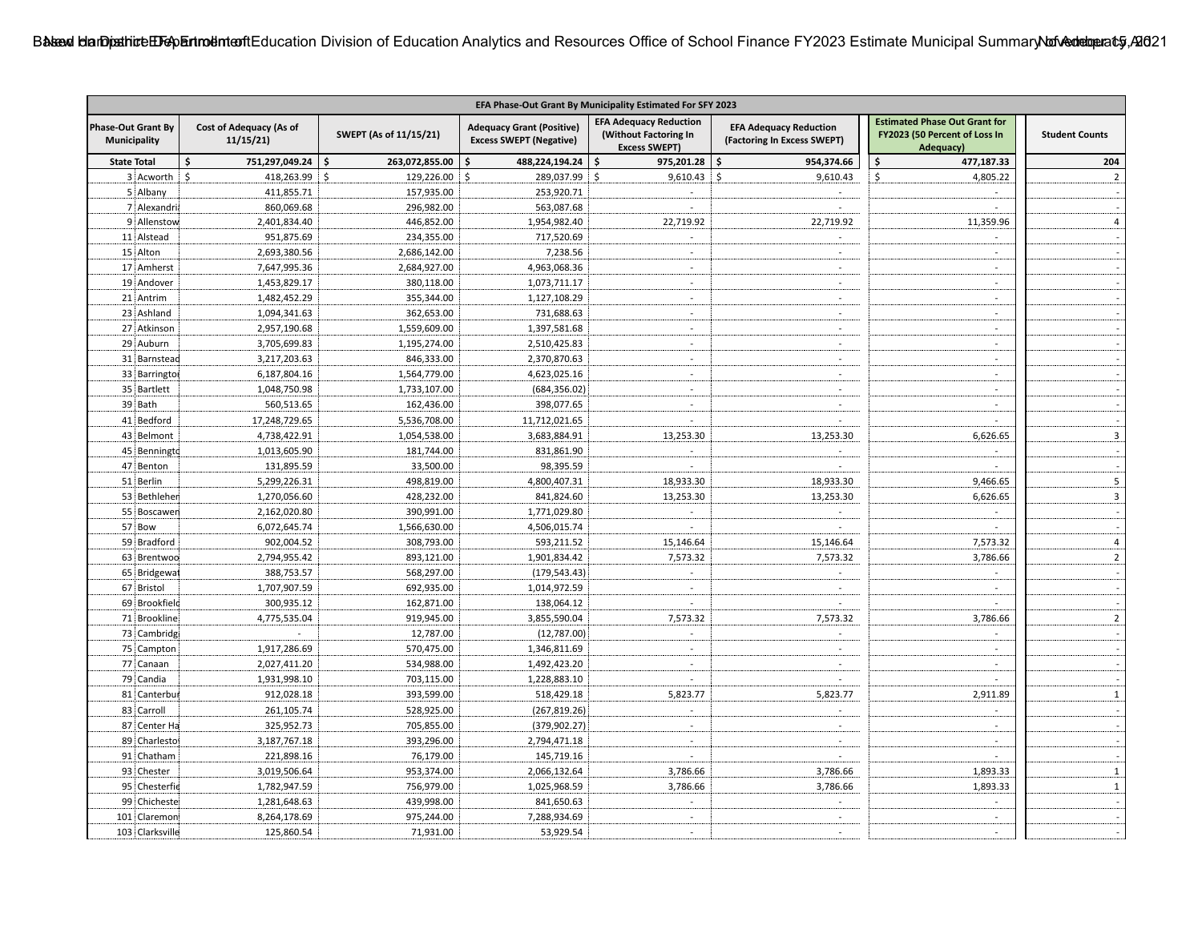| EFA Phase-Out Grant By Municipality Estimated For SFY 2023 | | | | | | | | |
|---|---|---|---|---|---|---|---|---|
| Phase-Out Grant By Municipality | | Cost of Adequacy (As of 11/15/21) | SWEPT (As of 11/15/21) | Adequacy Grant (Positive) Excess SWEPT (Negative) | EFA Adequacy Reduction (Without Factoring In Excess SWEPT) | EFA Adequacy Reduction (Factoring In Excess SWEPT) | Estimated Phase Out Grant for FY2023 (50 Percent of Loss In Adequacy) | Student Counts |
| State Total | | $ 751,297,049.24 | $ 263,072,855.00 | $ 488,224,194.24 | $ 975,201.28 | $ 954,374.66 | $ 477,187.33 | 204 |
| 3 | Acworth | $ 418,263.99 | $ 129,226.00 | $ 289,037.99 | $ 9,610.43 | $ 9,610.43 | $ 4,805.22 | 2 |
| 5 | Albany | 411,855.71 | 157,935.00 | 253,920.71 | - | - | - | - |
| 7 | Alexandria | 860,069.68 | 296,982.00 | 563,087.68 | - | - | - | - |
| 9 | Allenstow | 2,401,834.40 | 446,852.00 | 1,954,982.40 | 22,719.92 | 22,719.92 | 11,359.96 | 4 |
| 11 | Alstead | 951,875.69 | 234,355.00 | 717,520.69 | - | - | - | - |
| 15 | Alton | 2,693,380.56 | 2,686,142.00 | 7,238.56 | - | - | - | - |
| 17 | Amherst | 7,647,995.36 | 2,684,927.00 | 4,963,068.36 | - | - | - | - |
| 19 | Andover | 1,453,829.17 | 380,118.00 | 1,073,711.17 | - | - | - | - |
| 21 | Antrim | 1,482,452.29 | 355,344.00 | 1,127,108.29 | - | - | - | - |
| 23 | Ashland | 1,094,341.63 | 362,653.00 | 731,688.63 | - | - | - | - |
| 27 | Atkinson | 2,957,190.68 | 1,559,609.00 | 1,397,581.68 | - | - | - | - |
| 29 | Auburn | 3,705,699.83 | 1,195,274.00 | 2,510,425.83 | - | - | - | - |
| 31 | Barnstead | 3,217,203.63 | 846,333.00 | 2,370,870.63 | - | - | - | - |
| 33 | Barrington | 6,187,804.16 | 1,564,779.00 | 4,623,025.16 | - | - | - | - |
| 35 | Bartlett | 1,048,750.98 | 1,733,107.00 | (684,356.02) | - | - | - | - |
| 39 | Bath | 560,513.65 | 162,436.00 | 398,077.65 | - | - | - | - |
| 41 | Bedford | 17,248,729.65 | 5,536,708.00 | 11,712,021.65 | - | - | - | - |
| 43 | Belmont | 4,738,422.91 | 1,054,538.00 | 3,683,884.91 | 13,253.30 | 13,253.30 | 6,626.65 | 3 |
| 45 | Bennington | 1,013,605.90 | 181,744.00 | 831,861.90 | - | - | - | - |
| 47 | Benton | 131,895.59 | 33,500.00 | 98,395.59 | - | - | - | - |
| 51 | Berlin | 5,299,226.31 | 498,819.00 | 4,800,407.31 | 18,933.30 | 18,933.30 | 9,466.65 | 5 |
| 53 | Bethlehem | 1,270,056.60 | 428,232.00 | 841,824.60 | 13,253.30 | 13,253.30 | 6,626.65 | 3 |
| 55 | Boscawen | 2,162,020.80 | 390,991.00 | 1,771,029.80 | - | - | - | - |
| 57 | Bow | 6,072,645.74 | 1,566,630.00 | 4,506,015.74 | - | - | - | - |
| 59 | Bradford | 902,004.52 | 308,793.00 | 593,211.52 | 15,146.64 | 15,146.64 | 7,573.32 | 4 |
| 63 | Brentwood | 2,794,955.42 | 893,121.00 | 1,901,834.42 | 7,573.32 | 7,573.32 | 3,786.66 | 2 |
| 65 | Bridgewater | 388,753.57 | 568,297.00 | (179,543.43) | - | - | - | - |
| 67 | Bristol | 1,707,907.59 | 692,935.00 | 1,014,972.59 | - | - | - | - |
| 69 | Brookfield | 300,935.12 | 162,871.00 | 138,064.12 | - | - | - | - |
| 71 | Brookline | 4,775,535.04 | 919,945.00 | 3,855,590.04 | 7,573.32 | 7,573.32 | 3,786.66 | 2 |
| 73 | Cambridge | - | 12,787.00 | (12,787.00) | - | - | - | - |
| 75 | Campton | 1,917,286.69 | 570,475.00 | 1,346,811.69 | - | - | - | - |
| 77 | Canaan | 2,027,411.20 | 534,988.00 | 1,492,423.20 | - | - | - | - |
| 79 | Candia | 1,931,998.10 | 703,115.00 | 1,228,883.10 | - | - | - | - |
| 81 | Canterbury | 912,028.18 | 393,599.00 | 518,429.18 | 5,823.77 | 5,823.77 | 2,911.89 | 1 |
| 83 | Carroll | 261,105.74 | 528,925.00 | (267,819.26) | - | - | - | - |
| 87 | Center Ha | 325,952.73 | 705,855.00 | (379,902.27) | - | - | - | - |
| 89 | Charlestown | 3,187,767.18 | 393,296.00 | 2,794,471.18 | - | - | - | - |
| 91 | Chatham | 221,898.16 | 76,179.00 | 145,719.16 | - | - | - | - |
| 93 | Chester | 3,019,506.64 | 953,374.00 | 2,066,132.64 | 3,786.66 | 3,786.66 | 1,893.33 | 1 |
| 95 | Chesterfield | 1,782,947.59 | 756,979.00 | 1,025,968.59 | 3,786.66 | 3,786.66 | 1,893.33 | 1 |
| 99 | Chichester | 1,281,648.63 | 439,998.00 | 841,650.63 | - | - | - | - |
| 101 | Claremont | 8,264,178.69 | 975,244.00 | 7,288,934.69 | - | - | - | - |
| 103 | Clarksville | 125,860.54 | 71,931.00 | 53,929.54 | - | - | - | - |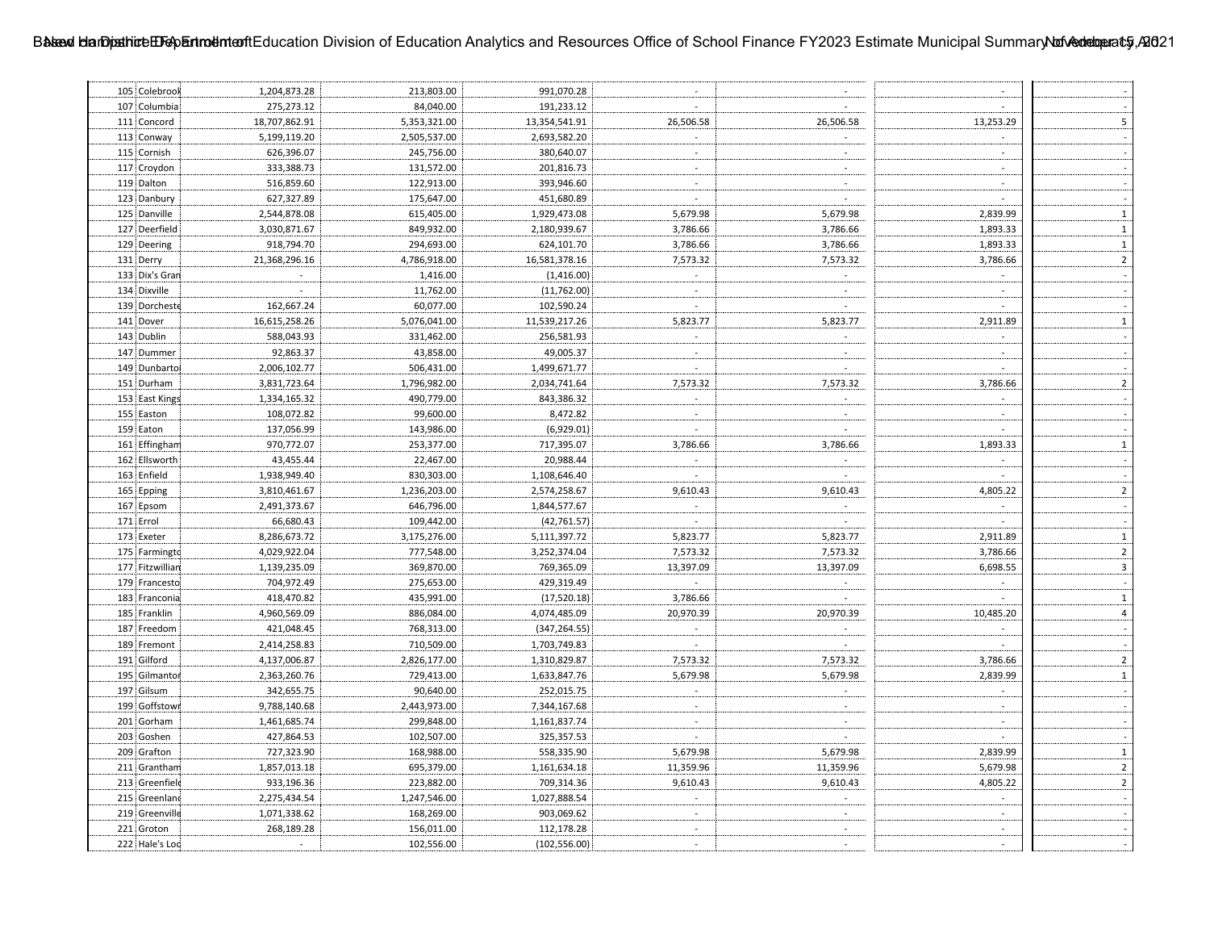| | | | | | | | | |
|---|---|---|---|---|---|---|---|---|
| 105 | Colebrook | 1,204,873.28 | 213,803.00 | 991,070.28 | - | - | - | - |
| 107 | Columbia | 275,273.12 | 84,040.00 | 191,233.12 | - | - | - | - |
| 111 | Concord | 18,707,862.91 | 5,353,321.00 | 13,354,541.91 | 26,506.58 | 26,506.58 | 13,253.29 | 5 |
| 113 | Conway | 5,199,119.20 | 2,505,537.00 | 2,693,582.20 | - | - | - | - |
| 115 | Cornish | 626,396.07 | 245,756.00 | 380,640.07 | - | - | - | - |
| 117 | Croydon | 333,388.73 | 131,572.00 | 201,816.73 | - | - | - | - |
| 119 | Dalton | 516,859.60 | 122,913.00 | 393,946.60 | - | - | - | - |
| 123 | Danbury | 627,327.89 | 175,647.00 | 451,680.89 | - | - | - | - |
| 125 | Danville | 2,544,878.08 | 615,405.00 | 1,929,473.08 | 5,679.98 | 5,679.98 | 2,839.99 | 1 |
| 127 | Deerfield | 3,030,871.67 | 849,932.00 | 2,180,939.67 | 3,786.66 | 3,786.66 | 1,893.33 | 1 |
| 129 | Deering | 918,794.70 | 294,693.00 | 624,101.70 | 3,786.66 | 3,786.66 | 1,893.33 | 1 |
| 131 | Derry | 21,368,296.16 | 4,786,918.00 | 16,581,378.16 | 7,573.32 | 7,573.32 | 3,786.66 | 2 |
| 133 | Dix's Gran | - | 1,416.00 | (1,416.00) | - | - | - | - |
| 134 | Dixville | - | 11,762.00 | (11,762.00) | - | - | - | - |
| 139 | Dorcheste | 162,667.24 | 60,077.00 | 102,590.24 | - | - | - | - |
| 141 | Dover | 16,615,258.26 | 5,076,041.00 | 11,539,217.26 | 5,823.77 | 5,823.77 | 2,911.89 | 1 |
| 143 | Dublin | 588,043.93 | 331,462.00 | 256,581.93 | - | - | - | - |
| 147 | Dummer | 92,863.37 | 43,858.00 | 49,005.37 | - | - | - | - |
| 149 | Dunbarto | 2,006,102.77 | 506,431.00 | 1,499,671.77 | - | - | - | - |
| 151 | Durham | 3,831,723.64 | 1,796,982.00 | 2,034,741.64 | 7,573.32 | 7,573.32 | 3,786.66 | 2 |
| 153 | East Kings | 1,334,165.32 | 490,779.00 | 843,386.32 | - | - | - | - |
| 155 | Easton | 108,072.82 | 99,600.00 | 8,472.82 | - | - | - | - |
| 159 | Eaton | 137,056.99 | 143,986.00 | (6,929.01) | - | - | - | - |
| 161 | Effingham | 970,772.07 | 253,377.00 | 717,395.07 | 3,786.66 | 3,786.66 | 1,893.33 | 1 |
| 162 | Ellsworth | 43,455.44 | 22,467.00 | 20,988.44 | - | - | - | - |
| 163 | Enfield | 1,938,949.40 | 830,303.00 | 1,108,646.40 | - | - | - | - |
| 165 | Epping | 3,810,461.67 | 1,236,203.00 | 2,574,258.67 | 9,610.43 | 9,610.43 | 4,805.22 | 2 |
| 167 | Epsom | 2,491,373.67 | 646,796.00 | 1,844,577.67 | - | - | - | - |
| 171 | Errol | 66,680.43 | 109,442.00 | (42,761.57) | - | - | - | - |
| 173 | Exeter | 8,286,673.72 | 3,175,276.00 | 5,111,397.72 | 5,823.77 | 5,823.77 | 2,911.89 | 1 |
| 175 | Farmingto | 4,029,922.04 | 777,548.00 | 3,252,374.04 | 7,573.32 | 7,573.32 | 3,786.66 | 2 |
| 177 | Fitzwillian | 1,139,235.09 | 369,870.00 | 769,365.09 | 13,397.09 | 13,397.09 | 6,698.55 | 3 |
| 179 | Francesto | 704,972.49 | 275,653.00 | 429,319.49 | - | - | - | - |
| 183 | Franconia | 418,470.82 | 435,991.00 | (17,520.18) | 3,786.66 | - | - | 1 |
| 185 | Franklin | 4,960,569.09 | 886,084.00 | 4,074,485.09 | 20,970.39 | 20,970.39 | 10,485.20 | 4 |
| 187 | Freedom | 421,048.45 | 768,313.00 | (347,264.55) | - | - | - | - |
| 189 | Fremont | 2,414,258.83 | 710,509.00 | 1,703,749.83 | - | - | - | - |
| 191 | Gilford | 4,137,006.87 | 2,826,177.00 | 1,310,829.87 | 7,573.32 | 7,573.32 | 3,786.66 | 2 |
| 195 | Gilmantor | 2,363,260.76 | 729,413.00 | 1,633,847.76 | 5,679.98 | 5,679.98 | 2,839.99 | 1 |
| 197 | Gilsum | 342,655.75 | 90,640.00 | 252,015.75 | - | - | - | - |
| 199 | Goffstowr | 9,788,140.68 | 2,443,973.00 | 7,344,167.68 | - | - | - | - |
| 201 | Gorham | 1,461,685.74 | 299,848.00 | 1,161,837.74 | - | - | - | - |
| 203 | Goshen | 427,864.53 | 102,507.00 | 325,357.53 | - | - | - | - |
| 209 | Grafton | 727,323.90 | 168,988.00 | 558,335.90 | 5,679.98 | 5,679.98 | 2,839.99 | 1 |
| 211 | Grantham | 1,857,013.18 | 695,379.00 | 1,161,634.18 | 11,359.96 | 11,359.96 | 5,679.98 | 2 |
| 213 | Greenfield | 933,196.36 | 223,882.00 | 709,314.36 | 9,610.43 | 9,610.43 | 4,805.22 | 2 |
| 215 | Greenland | 2,275,434.54 | 1,247,546.00 | 1,027,888.54 | - | - | - | - |
| 219 | Greenville | 1,071,338.62 | 168,269.00 | 903,069.62 | - | - | - | - |
| 221 | Groton | 268,189.28 | 156,011.00 | 112,178.28 | - | - | - | - |
| 222 | Hale's Loc | - | 102,556.00 | (102,556.00) | - | - | - | - |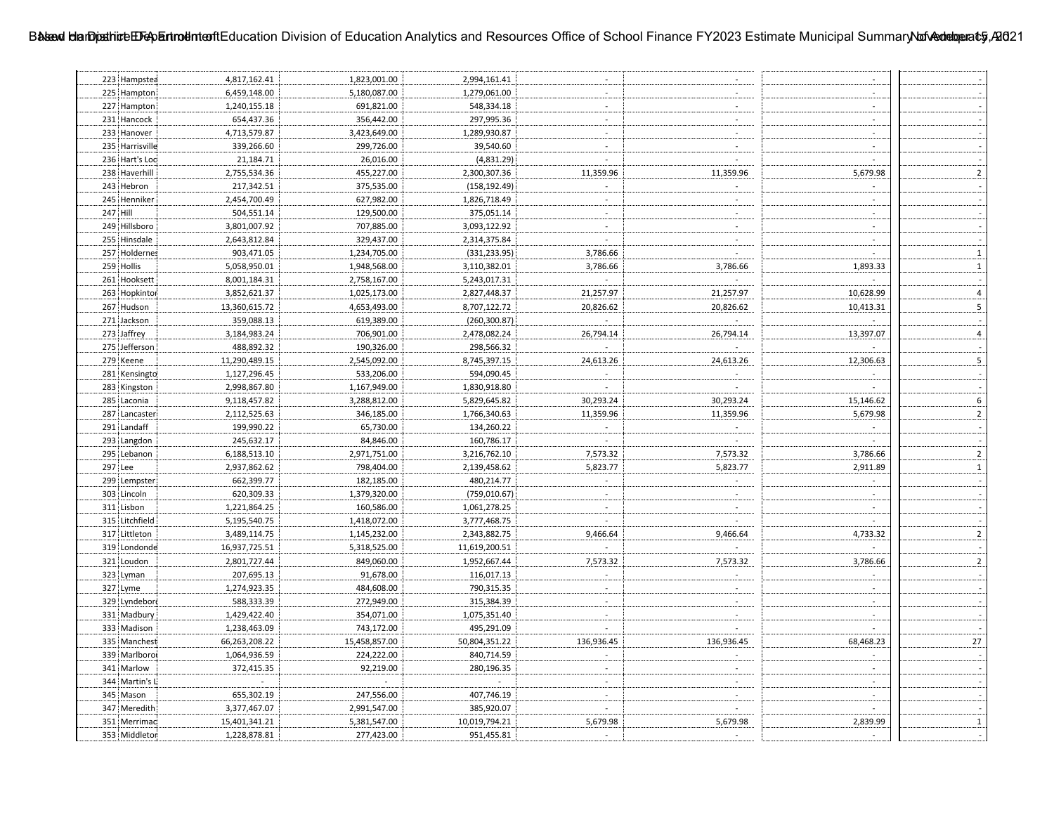| | | | | | | | | |
|---|---|---|---|---|---|---|---|---|
| 223 | Hampstea | 4,817,162.41 | 1,823,001.00 | 2,994,161.41 | - | - | - | - |
| 225 | Hampton | 6,459,148.00 | 5,180,087.00 | 1,279,061.00 | - | - | - | - |
| 227 | Hampton | 1,240,155.18 | 691,821.00 | 548,334.18 | - | - | - | - |
| 231 | Hancock | 654,437.36 | 356,442.00 | 297,995.36 | - | - | - | - |
| 233 | Hanover | 4,713,579.87 | 3,423,649.00 | 1,289,930.87 | - | - | - | - |
| 235 | Harrisville | 339,266.60 | 299,726.00 | 39,540.60 | - | - | - | - |
| 236 | Hart's Loc | 21,184.71 | 26,016.00 | (4,831.29) | - | - | - | - |
| 238 | Haverhill | 2,755,534.36 | 455,227.00 | 2,300,307.36 | 11,359.96 | 11,359.96 | 5,679.98 | 2 |
| 243 | Hebron | 217,342.51 | 375,535.00 | (158,192.49) | - | - | - | - |
| 245 | Henniker | 2,454,700.49 | 627,982.00 | 1,826,718.49 | - | - | - | - |
| 247 | Hill | 504,551.14 | 129,500.00 | 375,051.14 | - | - | - | - |
| 249 | Hillsboro | 3,801,007.92 | 707,885.00 | 3,093,122.92 | - | - | - | - |
| 255 | Hinsdale | 2,643,812.84 | 329,437.00 | 2,314,375.84 | - | - | - | - |
| 257 | Holdernes | 903,471.05 | 1,234,705.00 | (331,233.95) | 3,786.66 | - | - | 1 |
| 259 | Hollis | 5,058,950.01 | 1,948,568.00 | 3,110,382.01 | 3,786.66 | 3,786.66 | 1,893.33 | 1 |
| 261 | Hooksett | 8,001,184.31 | 2,758,167.00 | 5,243,017.31 | - | - | - | - |
| 263 | Hopkintor | 3,852,621.37 | 1,025,173.00 | 2,827,448.37 | 21,257.97 | 21,257.97 | 10,628.99 | 4 |
| 267 | Hudson | 13,360,615.72 | 4,653,493.00 | 8,707,122.72 | 20,826.62 | 20,826.62 | 10,413.31 | 5 |
| 271 | Jackson | 359,088.13 | 619,389.00 | (260,300.87) | - | - | - | - |
| 273 | Jaffrey | 3,184,983.24 | 706,901.00 | 2,478,082.24 | 26,794.14 | 26,794.14 | 13,397.07 | 4 |
| 275 | Jefferson | 488,892.32 | 190,326.00 | 298,566.32 | - | - | - | - |
| 279 | Keene | 11,290,489.15 | 2,545,092.00 | 8,745,397.15 | 24,613.26 | 24,613.26 | 12,306.63 | 5 |
| 281 | Kensingto | 1,127,296.45 | 533,206.00 | 594,090.45 | - | - | - | - |
| 283 | Kingston | 2,998,867.80 | 1,167,949.00 | 1,830,918.80 | - | - | - | - |
| 285 | Laconia | 9,118,457.82 | 3,288,812.00 | 5,829,645.82 | 30,293.24 | 30,293.24 | 15,146.62 | 6 |
| 287 | Lancaster | 2,112,525.63 | 346,185.00 | 1,766,340.63 | 11,359.96 | 11,359.96 | 5,679.98 | 2 |
| 291 | Landaff | 199,990.22 | 65,730.00 | 134,260.22 | - | - | - | - |
| 293 | Langdon | 245,632.17 | 84,846.00 | 160,786.17 | - | - | - | - |
| 295 | Lebanon | 6,188,513.10 | 2,971,751.00 | 3,216,762.10 | 7,573.32 | 7,573.32 | 3,786.66 | 2 |
| 297 | Lee | 2,937,862.62 | 798,404.00 | 2,139,458.62 | 5,823.77 | 5,823.77 | 2,911.89 | 1 |
| 299 | Lempster | 662,399.77 | 182,185.00 | 480,214.77 | - | - | - | - |
| 303 | Lincoln | 620,309.33 | 1,379,320.00 | (759,010.67) | - | - | - | - |
| 311 | Lisbon | 1,221,864.25 | 160,586.00 | 1,061,278.25 | - | - | - | - |
| 315 | Litchfield | 5,195,540.75 | 1,418,072.00 | 3,777,468.75 | - | - | - | - |
| 317 | Littleton | 3,489,114.75 | 1,145,232.00 | 2,343,882.75 | 9,466.64 | 9,466.64 | 4,733.32 | 2 |
| 319 | Londonde | 16,937,725.51 | 5,318,525.00 | 11,619,200.51 | - | - | - | - |
| 321 | Loudon | 2,801,727.44 | 849,060.00 | 1,952,667.44 | 7,573.32 | 7,573.32 | 3,786.66 | 2 |
| 323 | Lyman | 207,695.13 | 91,678.00 | 116,017.13 | - | - | - | - |
| 327 | Lyme | 1,274,923.35 | 484,608.00 | 790,315.35 | - | - | - | - |
| 329 | Lyndebor | 588,333.39 | 272,949.00 | 315,384.39 | - | - | - | - |
| 331 | Madbury | 1,429,422.40 | 354,071.00 | 1,075,351.40 | - | - | - | - |
| 333 | Madison | 1,238,463.09 | 743,172.00 | 495,291.09 | - | - | - | - |
| 335 | Manchest | 66,263,208.22 | 15,458,857.00 | 50,804,351.22 | 136,936.45 | 136,936.45 | 68,468.23 | 27 |
| 339 | Marlboro | 1,064,936.59 | 224,222.00 | 840,714.59 | - | - | - | - |
| 341 | Marlow | 372,415.35 | 92,219.00 | 280,196.35 | - | - | - | - |
| 344 | Martin's L | - | - | - | - | - | - | - |
| 345 | Mason | 655,302.19 | 247,556.00 | 407,746.19 | - | - | - | - |
| 347 | Meredith | 3,377,467.07 | 2,991,547.00 | 385,920.07 | - | - | - | - |
| 351 | Merrimac | 15,401,341.21 | 5,381,547.00 | 10,019,794.21 | 5,679.98 | 5,679.98 | 2,839.99 | 1 |
| 353 | Middletor | 1,228,878.81 | 277,423.00 | 951,455.81 | - | - | - | - |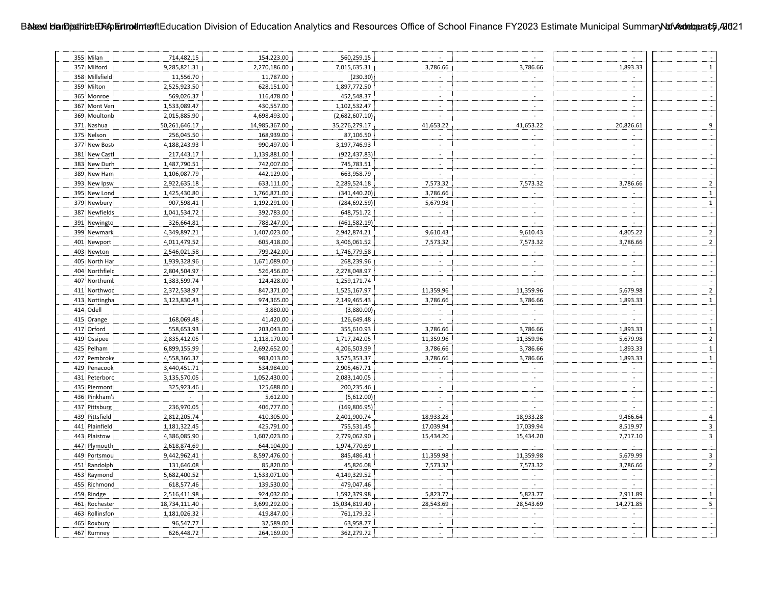| | | | | | | | | |
|---|---|---|---|---|---|---|---|---|
| 355 | Milan | 714,482.15 | 154,223.00 | 560,259.15 | - | - | - | - |
| 357 | Milford | 9,285,821.31 | 2,270,186.00 | 7,015,635.31 | 3,786.66 | 3,786.66 | 1,893.33 | 1 |
| 358 | Millsfield | 11,556.70 | 11,787.00 | (230.30) | - | - | - | - |
| 359 | Milton | 2,525,923.50 | 628,151.00 | 1,897,772.50 | - | - | - | - |
| 365 | Monroe | 569,026.37 | 116,478.00 | 452,548.37 | - | - | - | - |
| 367 | Mont Vern | 1,533,089.47 | 430,557.00 | 1,102,532.47 | - | - | - | - |
| 369 | Moultonb | 2,015,885.90 | 4,698,493.00 | (2,682,607.10) | - | - | - | - |
| 371 | Nashua | 50,261,646.17 | 14,985,367.00 | 35,276,279.17 | 41,653.22 | 41,653.22 | 20,826.61 | 9 |
| 375 | Nelson | 256,045.50 | 168,939.00 | 87,106.50 | - | - | - | - |
| 377 | New Bost | 4,188,243.93 | 990,497.00 | 3,197,746.93 | - | - | - | - |
| 381 | New Castl | 217,443.17 | 1,139,881.00 | (922,437.83) | - | - | - | - |
| 383 | New Durh | 1,487,790.51 | 742,007.00 | 745,783.51 | - | - | - | - |
| 389 | New Ham | 1,106,087.79 | 442,129.00 | 663,958.79 | - | - | - | - |
| 393 | New Ipsw | 2,922,635.18 | 633,111.00 | 2,289,524.18 | 7,573.32 | 7,573.32 | 3,786.66 | 2 |
| 395 | New Lond | 1,425,430.80 | 1,766,871.00 | (341,440.20) | 3,786.66 | - | - | 1 |
| 379 | Newbury | 907,598.41 | 1,192,291.00 | (284,692.59) | 5,679.98 | - | - | 1 |
| 387 | Newfields | 1,041,534.72 | 392,783.00 | 648,751.72 | - | - | - | - |
| 391 | Newingto | 326,664.81 | 788,247.00 | (461,582.19) | - | - | - | - |
| 399 | Newmark | 4,349,897.21 | 1,407,023.00 | 2,942,874.21 | 9,610.43 | 9,610.43 | 4,805.22 | 2 |
| 401 | Newport | 4,011,479.52 | 605,418.00 | 3,406,061.52 | 7,573.32 | 7,573.32 | 3,786.66 | 2 |
| 403 | Newton | 2,546,021.58 | 799,242.00 | 1,746,779.58 | - | - | - | - |
| 405 | North Har | 1,939,328.96 | 1,671,089.00 | 268,239.96 | - | - | - | - |
| 404 | Northfield | 2,804,504.97 | 526,456.00 | 2,278,048.97 | - | - | - | - |
| 407 | Northumb | 1,383,599.74 | 124,428.00 | 1,259,171.74 | - | - | - | - |
| 411 | Northwoo | 2,372,538.97 | 847,371.00 | 1,525,167.97 | 11,359.96 | 11,359.96 | 5,679.98 | 2 |
| 413 | Nottingha | 3,123,830.43 | 974,365.00 | 2,149,465.43 | 3,786.66 | 3,786.66 | 1,893.33 | 1 |
| 414 | Odell | - | 3,880.00 | (3,880.00) | - | - | - | - |
| 415 | Orange | 168,069.48 | 41,420.00 | 126,649.48 | - | - | - | - |
| 417 | Orford | 558,653.93 | 203,043.00 | 355,610.93 | 3,786.66 | 3,786.66 | 1,893.33 | 1 |
| 419 | Ossipee | 2,835,412.05 | 1,118,170.00 | 1,717,242.05 | 11,359.96 | 11,359.96 | 5,679.98 | 2 |
| 425 | Pelham | 6,899,155.99 | 2,692,652.00 | 4,206,503.99 | 3,786.66 | 3,786.66 | 1,893.33 | 1 |
| 427 | Pembroke | 4,558,366.37 | 983,013.00 | 3,575,353.37 | 3,786.66 | 3,786.66 | 1,893.33 | 1 |
| 429 | Penacook | 3,440,451.71 | 534,984.00 | 2,905,467.71 | - | - | - | - |
| 431 | Peterboro | 3,135,570.05 | 1,052,430.00 | 2,083,140.05 | - | - | - | - |
| 435 | Piermont | 325,923.46 | 125,688.00 | 200,235.46 | - | - | - | - |
| 436 | Pinkham's | - | 5,612.00 | (5,612.00) | - | - | - | - |
| 437 | Pittsburg | 236,970.05 | 406,777.00 | (169,806.95) | - | - | - | - |
| 439 | Pittsfield | 2,812,205.74 | 410,305.00 | 2,401,900.74 | 18,933.28 | 18,933.28 | 9,466.64 | 4 |
| 441 | Plainfield | 1,181,322.45 | 425,791.00 | 755,531.45 | 17,039.94 | 17,039.94 | 8,519.97 | 3 |
| 443 | Plaistow | 4,386,085.90 | 1,607,023.00 | 2,779,062.90 | 15,434.20 | 15,434.20 | 7,717.10 | 3 |
| 447 | Plymouth | 2,618,874.69 | 644,104.00 | 1,974,770.69 | - | - | - | - |
| 449 | Portsmou | 9,442,962.41 | 8,597,476.00 | 845,486.41 | 11,359.98 | 11,359.98 | 5,679.99 | 3 |
| 451 | Randolph | 131,646.08 | 85,820.00 | 45,826.08 | 7,573.32 | 7,573.32 | 3,786.66 | 2 |
| 453 | Raymond | 5,682,400.52 | 1,533,071.00 | 4,149,329.52 | - | - | - | - |
| 455 | Richmond | 618,577.46 | 139,530.00 | 479,047.46 | - | - | - | - |
| 459 | Rindge | 2,516,411.98 | 924,032.00 | 1,592,379.98 | 5,823.77 | 5,823.77 | 2,911.89 | 1 |
| 461 | Rochester | 18,734,111.40 | 3,699,292.00 | 15,034,819.40 | 28,543.69 | 28,543.69 | 14,271.85 | 5 |
| 463 | Rollinsfor | 1,181,026.32 | 419,847.00 | 761,179.32 | - | - | - | - |
| 465 | Roxbury | 96,547.77 | 32,589.00 | 63,958.77 | - | - | - | - |
| 467 | Rumney | 626,448.72 | 264,169.00 | 362,279.72 | - | - | - | - |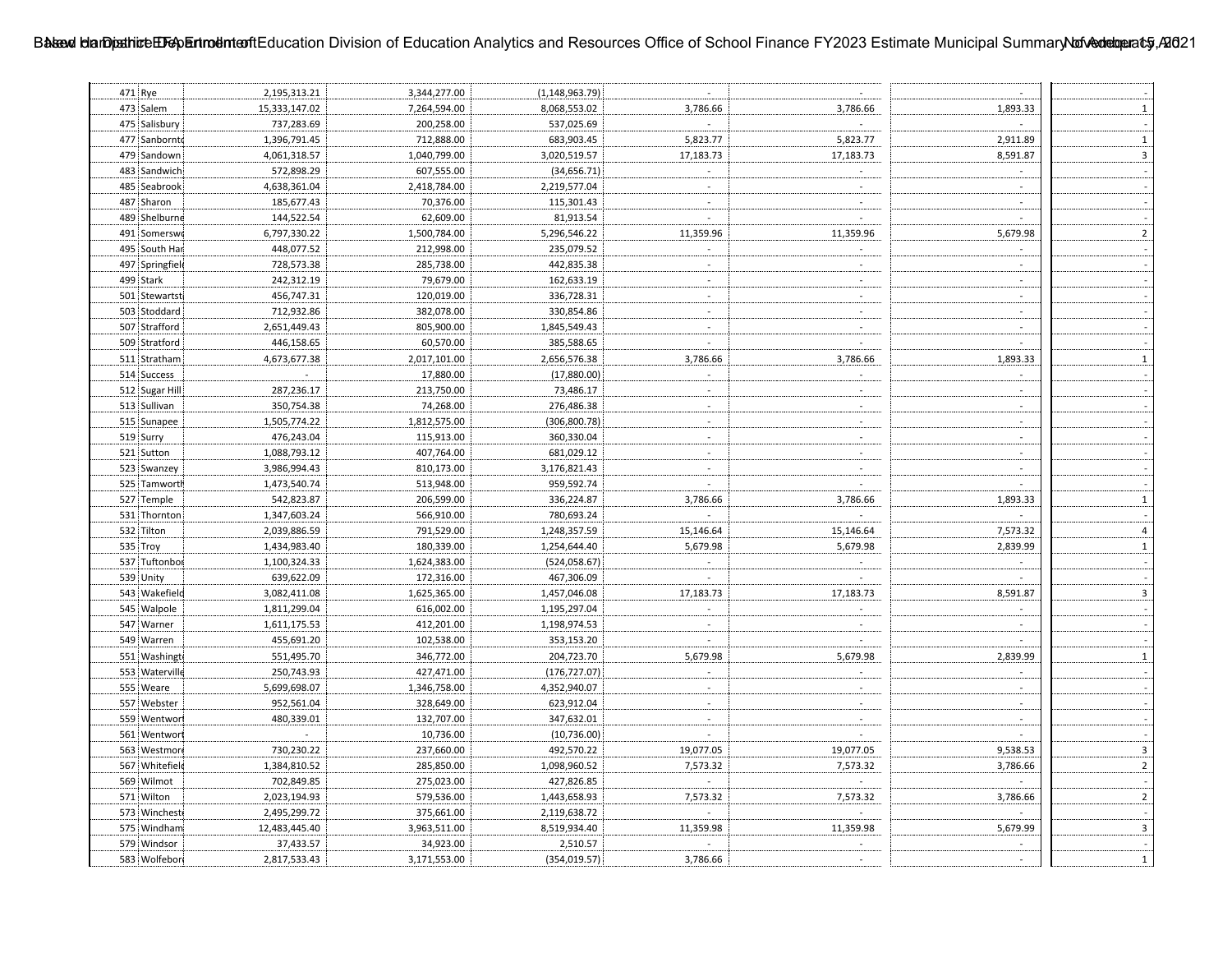| | | | | | | | | |
|---|---|---|---|---|---|---|---|---|
| 471 | Rye | 2,195,313.21 | 3,344,277.00 | (1,148,963.79) | - | - | - | - |
| 473 | Salem | 15,333,147.02 | 7,264,594.00 | 8,068,553.02 | 3,786.66 | 3,786.66 | 1,893.33 | 1 |
| 475 | Salisbury | 737,283.69 | 200,258.00 | 537,025.69 | - | - | - | - |
| 477 | Sanbornto | 1,396,791.45 | 712,888.00 | 683,903.45 | 5,823.77 | 5,823.77 | 2,911.89 | 1 |
| 479 | Sandown | 4,061,318.57 | 1,040,799.00 | 3,020,519.57 | 17,183.73 | 17,183.73 | 8,591.87 | 3 |
| 483 | Sandwich | 572,898.29 | 607,555.00 | (34,656.71) | - | - | - | - |
| 485 | Seabrook | 4,638,361.04 | 2,418,784.00 | 2,219,577.04 | - | - | - | - |
| 487 | Sharon | 185,677.43 | 70,376.00 | 115,301.43 | - | - | - | - |
| 489 | Shelburne | 144,522.54 | 62,609.00 | 81,913.54 | - | - | - | - |
| 491 | Somerswo | 6,797,330.22 | 1,500,784.00 | 5,296,546.22 | 11,359.96 | 11,359.96 | 5,679.98 | 2 |
| 495 | South Har | 448,077.52 | 212,998.00 | 235,079.52 | - | - | - | - |
| 497 | Springfiel | 728,573.38 | 285,738.00 | 442,835.38 | - | - | - | - |
| 499 | Stark | 242,312.19 | 79,679.00 | 162,633.19 | - | - | - | - |
| 501 | Stewartst | 456,747.31 | 120,019.00 | 336,728.31 | - | - | - | - |
| 503 | Stoddard | 712,932.86 | 382,078.00 | 330,854.86 | - | - | - | - |
| 507 | Strafford | 2,651,449.43 | 805,900.00 | 1,845,549.43 | - | - | - | - |
| 509 | Stratford | 446,158.65 | 60,570.00 | 385,588.65 | - | - | - | - |
| 511 | Stratham | 4,673,677.38 | 2,017,101.00 | 2,656,576.38 | 3,786.66 | 3,786.66 | 1,893.33 | 1 |
| 514 | Success | - | 17,880.00 | (17,880.00) | - | - | - | - |
| 512 | Sugar Hill | 287,236.17 | 213,750.00 | 73,486.17 | - | - | - | - |
| 513 | Sullivan | 350,754.38 | 74,268.00 | 276,486.38 | - | - | - | - |
| 515 | Sunapee | 1,505,774.22 | 1,812,575.00 | (306,800.78) | - | - | - | - |
| 519 | Surry | 476,243.04 | 115,913.00 | 360,330.04 | - | - | - | - |
| 521 | Sutton | 1,088,793.12 | 407,764.00 | 681,029.12 | - | - | - | - |
| 523 | Swanzey | 3,986,994.43 | 810,173.00 | 3,176,821.43 | - | - | - | - |
| 525 | Tamworth | 1,473,540.74 | 513,948.00 | 959,592.74 | - | - | - | - |
| 527 | Temple | 542,823.87 | 206,599.00 | 336,224.87 | 3,786.66 | 3,786.66 | 1,893.33 | 1 |
| 531 | Thornton | 1,347,603.24 | 566,910.00 | 780,693.24 | - | - | - | - |
| 532 | Tilton | 2,039,886.59 | 791,529.00 | 1,248,357.59 | 15,146.64 | 15,146.64 | 7,573.32 | 4 |
| 535 | Troy | 1,434,983.40 | 180,339.00 | 1,254,644.40 | 5,679.98 | 5,679.98 | 2,839.99 | 1 |
| 537 | Tuftonbor | 1,100,324.33 | 1,624,383.00 | (524,058.67) | - | - | - | - |
| 539 | Unity | 639,622.09 | 172,316.00 | 467,306.09 | - | - | - | - |
| 543 | Wakefield | 3,082,411.08 | 1,625,365.00 | 1,457,046.08 | 17,183.73 | 17,183.73 | 8,591.87 | 3 |
| 545 | Walpole | 1,811,299.04 | 616,002.00 | 1,195,297.04 | - | - | - | - |
| 547 | Warner | 1,611,175.53 | 412,201.00 | 1,198,974.53 | - | - | - | - |
| 549 | Warren | 455,691.20 | 102,538.00 | 353,153.20 | - | - | - | - |
| 551 | Washingt | 551,495.70 | 346,772.00 | 204,723.70 | 5,679.98 | 5,679.98 | 2,839.99 | 1 |
| 553 | Waterville | 250,743.93 | 427,471.00 | (176,727.07) | - | - | - | - |
| 555 | Weare | 5,699,698.07 | 1,346,758.00 | 4,352,940.07 | - | - | - | - |
| 557 | Webster | 952,561.04 | 328,649.00 | 623,912.04 | - | - | - | - |
| 559 | Wentwor | 480,339.01 | 132,707.00 | 347,632.01 | - | - | - | - |
| 561 | Wentwor | - | 10,736.00 | (10,736.00) | - | - | - | - |
| 563 | Westmore | 730,230.22 | 237,660.00 | 492,570.22 | 19,077.05 | 19,077.05 | 9,538.53 | 3 |
| 567 | Whitefield | 1,384,810.52 | 285,850.00 | 1,098,960.52 | 7,573.32 | 7,573.32 | 3,786.66 | 2 |
| 569 | Wilmot | 702,849.85 | 275,023.00 | 427,826.85 | - | - | - | - |
| 571 | Wilton | 2,023,194.93 | 579,536.00 | 1,443,658.93 | 7,573.32 | 7,573.32 | 3,786.66 | 2 |
| 573 | Wincheste | 2,495,299.72 | 375,661.00 | 2,119,638.72 | - | - | - | - |
| 575 | Windham | 12,483,445.40 | 3,963,511.00 | 8,519,934.40 | 11,359.98 | 11,359.98 | 5,679.99 | 3 |
| 579 | Windsor | 37,433.57 | 34,923.00 | 2,510.57 | - | - | - | - |
| 583 | Wolfebor | 2,817,533.43 | 3,171,553.00 | (354,019.57) | 3,786.66 | - | - | 1 |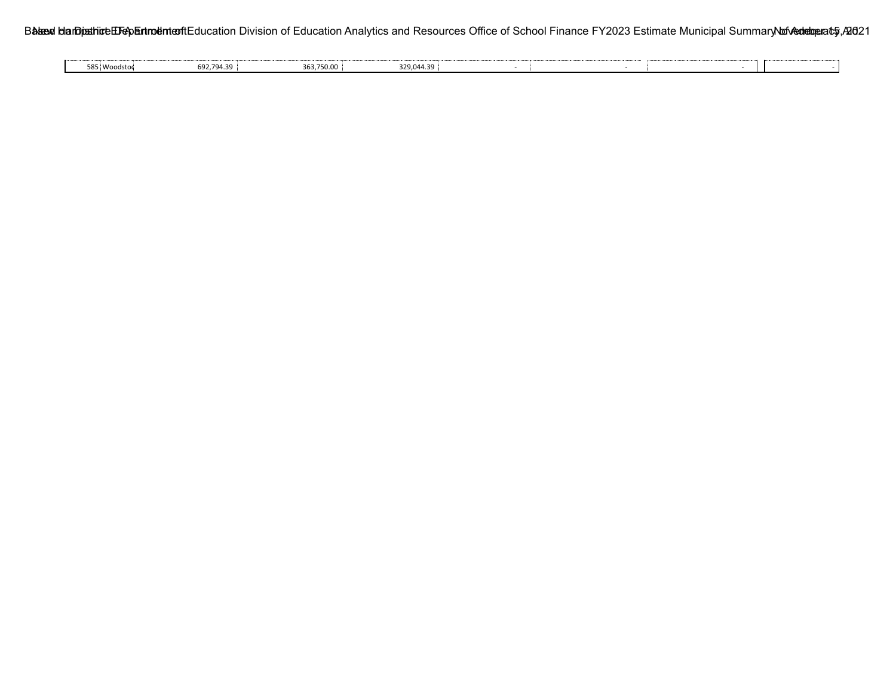| | | | | | | | | |
|---|---|---|---|---|---|---|---|---|
| 585 | Woodstoc | 692,794.39 | 363,750.00 | 329,044.39 | - | - | - | - |